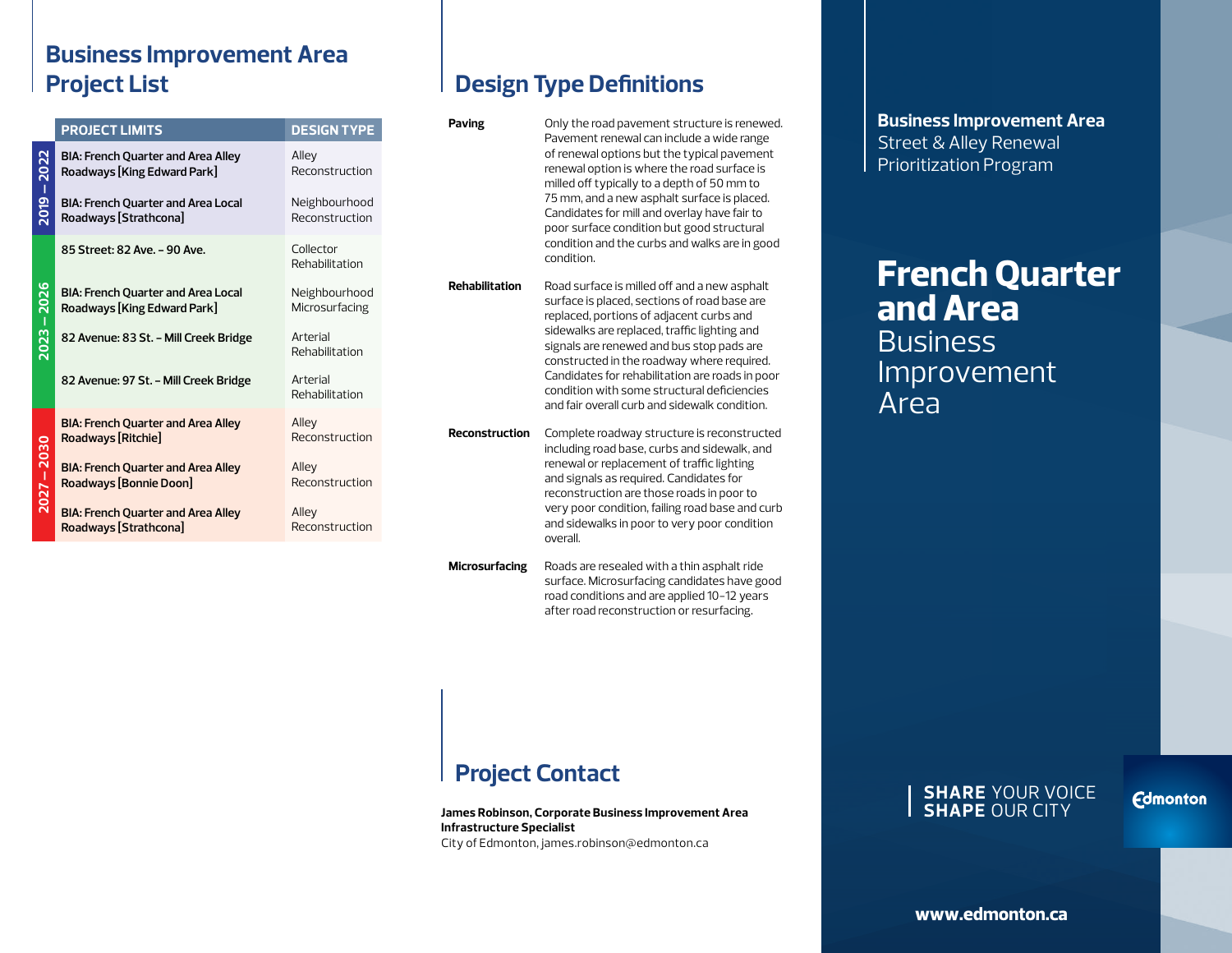## Business Improvement Area Project List

| | PROJECT LIMITS | DESIGN TYPE |
|---|---|---|
| 2019 – 2022 | BIA: French Quarter and Area Alley Roadways [King Edward Park] | Alley Reconstruction |
| | BIA: French Quarter and Area Local Roadways [Strathcona] | Neighbourhood Reconstruction |
| 2023 – 2026 | 85 Street: 82 Ave. – 90 Ave. | Collector Rehabilitation |
| | BIA: French Quarter and Area Local Roadways [King Edward Park] | Neighbourhood Microsurfacing |
| | 82 Avenue: 83 St. – Mill Creek Bridge | Arterial Rehabilitation |
| | 82 Avenue: 97 St. – Mill Creek Bridge | Arterial Rehabilitation |
| 2027 – 2030 | BIA: French Quarter and Area Alley Roadways [Ritchie] | Alley Reconstruction |
| | BIA: French Quarter and Area Alley Roadways [Bonnie Doon] | Alley Reconstruction |
| | BIA: French Quarter and Area Alley Roadways [Strathcona] | Alley Reconstruction |

## Design Type Definitions

**Paving** Only the road pavement structure is renewed. Pavement renewal can include a wide range of renewal options but the typical pavement renewal option is where the road surface is milled off typically to a depth of 50 mm to 75 mm, and a new asphalt surface is placed. Candidates for mill and overlay have fair to poor surface condition but good structural condition and the curbs and walks are in good condition.

**Rehabilitation** Road surface is milled off and a new asphalt surface is placed, sections of road base are replaced, portions of adjacent curbs and sidewalks are replaced, traffic lighting and signals are renewed and bus stop pads are constructed in the roadway where required. Candidates for rehabilitation are roads in poor condition with some structural deficiencies and fair overall curb and sidewalk condition.

**Reconstruction** Complete roadway structure is reconstructed including road base, curbs and sidewalk, and renewal or replacement of traffic lighting and signals as required. Candidates for reconstruction are those roads in poor to very poor condition, failing road base and curb and sidewalks in poor to very poor condition overall.

**Microsurfacing** Roads are resealed with a thin asphalt ride surface. Microsurfacing candidates have good road conditions and are applied 10–12 years after road reconstruction or resurfacing.

## Project Contact

**James Robinson, Corporate Business Improvement Area Infrastructure Specialist**
City of Edmonton, james.robinson@edmonton.ca

**Business Improvement Area**
Street & Alley Renewal Prioritization Program

# French Quarter and Area Business Improvement Area

**SHARE** YOUR VOICE
**SHAPE** OUR CITY

Edmonton

**www.edmonton.ca**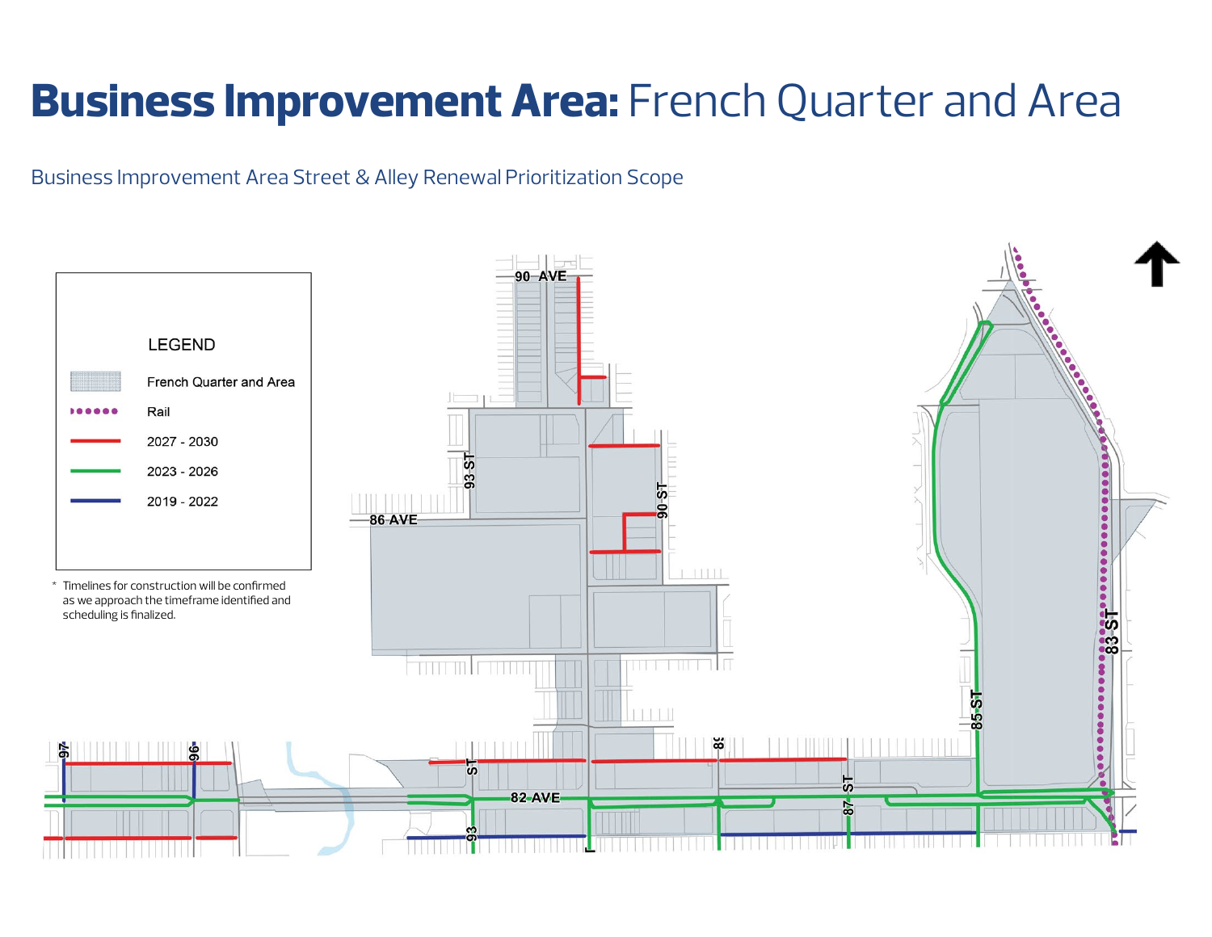# **Business Improvement Area:** French Quarter and Area

Business Improvement Area Street & Alley Renewal Prioritization Scope

LEGEND

French Quarter and Area

Rail

2027 - 2030

2023 - 2026

2019 - 2022

\* Timelines for construction will be confirmed as we approach the timeframe identified and scheduling is finalized.

90 AVE

93 ST

90 ST

86 AVE

85 ST

83 ST

82 AVE

97

96

93 ST

89

87 ST